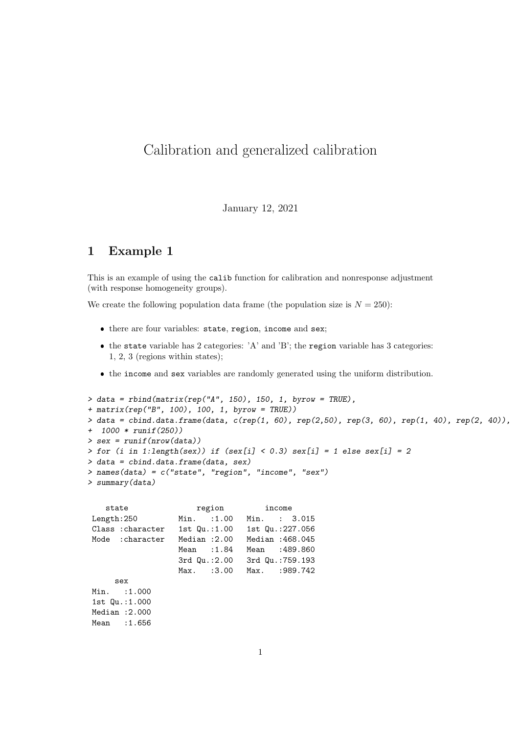# Calibration and generalized calibration

January 12, 2021

## 1 Example 1

This is an example of using the `calib` function for calibration and nonresponse adjustment (with response homogeneity groups).

We create the following population data frame (the population size is $N = 250$):

- there are four variables: `state`, `region`, `income` and `sex`;
- the `state` variable has 2 categories: 'A' and 'B'; the `region` variable has 3 categories: 1, 2, 3 (regions within states);
- the `income` and `sex` variables are randomly generated using the uniform distribution.

```
> data = rbind(matrix(rep("A", 150), 150, 1, byrow = TRUE),
+ matrix(rep("B", 100), 100, 1, byrow = TRUE))
> data = cbind.data.frame(data, c(rep(1, 60), rep(2,50), rep(3, 60), rep(1, 40), rep(2, 40)),
+  1000 * runif(250))
> sex = runif(nrow(data))
> for (i in 1:length(sex)) if (sex[i] < 0.3) sex[i] = 1 else sex[i] = 2
> data = cbind.data.frame(data, sex)
> names(data) = c("state", "region", "income", "sex")
> summary(data)
```

```
    state              region          income     
 Length:250         Min.   :1.00   Min.   :  3.015  
 Class :character   1st Qu.:1.00   1st Qu.:227.056  
 Mode  :character   Median :2.00   Median :468.045  
                    Mean   :1.84   Mean   :489.860  
                    3rd Qu.:2.00   3rd Qu.:759.193  
                    Max.   :3.00   Max.   :989.742  
      sex       
 Min.   :1.000  
 1st Qu.:1.000  
 Median :2.000  
 Mean   :1.656  
```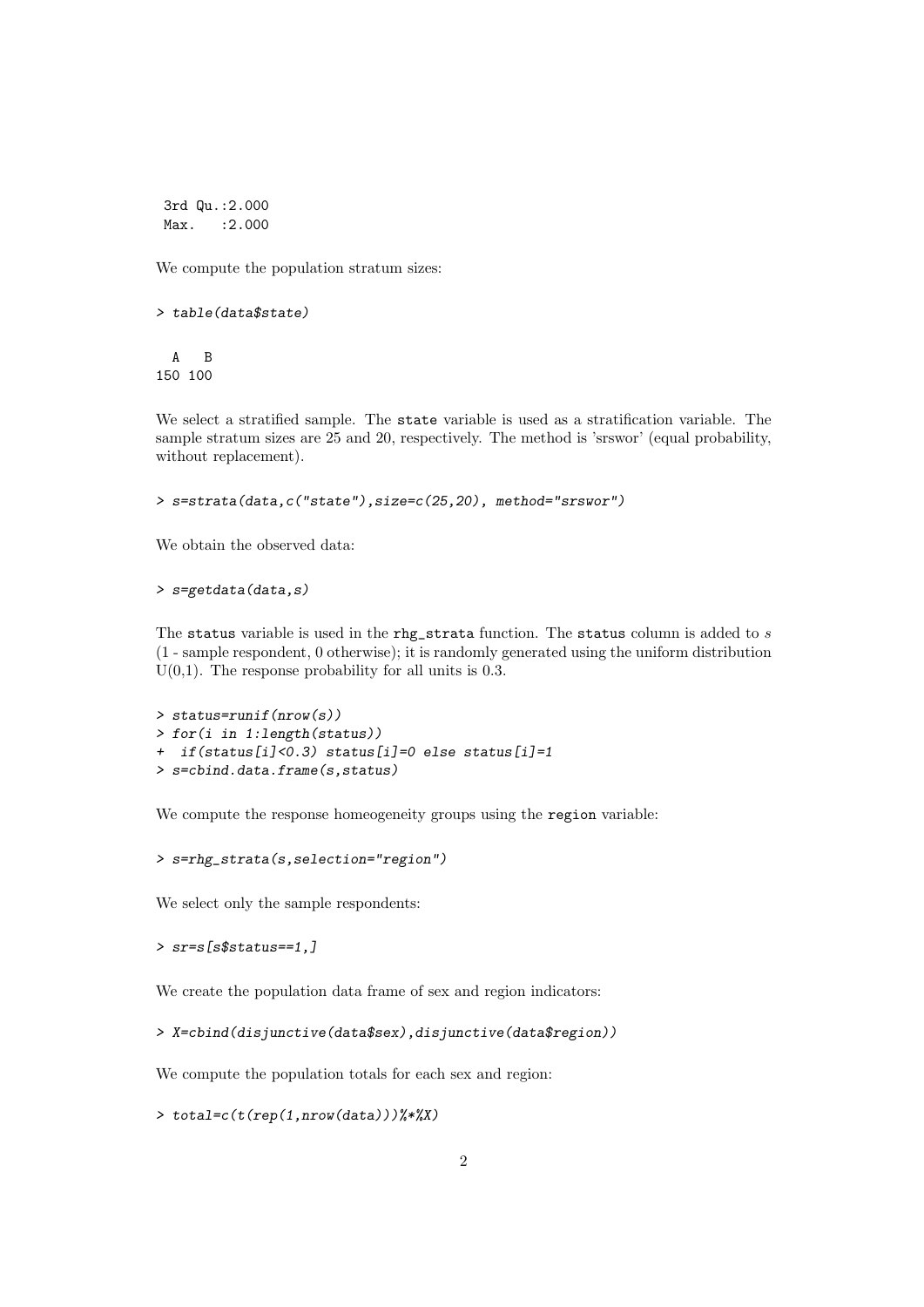```
 3rd Qu.:2.000  
 Max.   :2.000  
```

We compute the population stratum sizes:

```
> table(data$state)

  A   B 
150 100 
```

We select a stratified sample. The state variable is used as a stratification variable. The sample stratum sizes are 25 and 20, respectively. The method is 'srswor' (equal probability, without replacement).

```
> s=strata(data,c("state"),size=c(25,20), method="srswor")
```

We obtain the observed data:

```
> s=getdata(data,s)
```

The status variable is used in the rhg_strata function. The status column is added to $s$ (1 - sample respondent, 0 otherwise); it is randomly generated using the uniform distribution U(0,1). The response probability for all units is 0.3.

```
> status=runif(nrow(s))
> for(i in 1:length(status))
+  if(status[i]<0.3) status[i]=0 else status[i]=1
> s=cbind.data.frame(s,status)
```

We compute the response homeogeneity groups using the region variable:

```
> s=rhg_strata(s,selection="region")
```

We select only the sample respondents:

```
> sr=s[s$status==1,]
```

We create the population data frame of sex and region indicators:

```
> X=cbind(disjunctive(data$sex),disjunctive(data$region))
```

We compute the population totals for each sex and region:

```
> total=c(t(rep(1,nrow(data)))%*%X)
```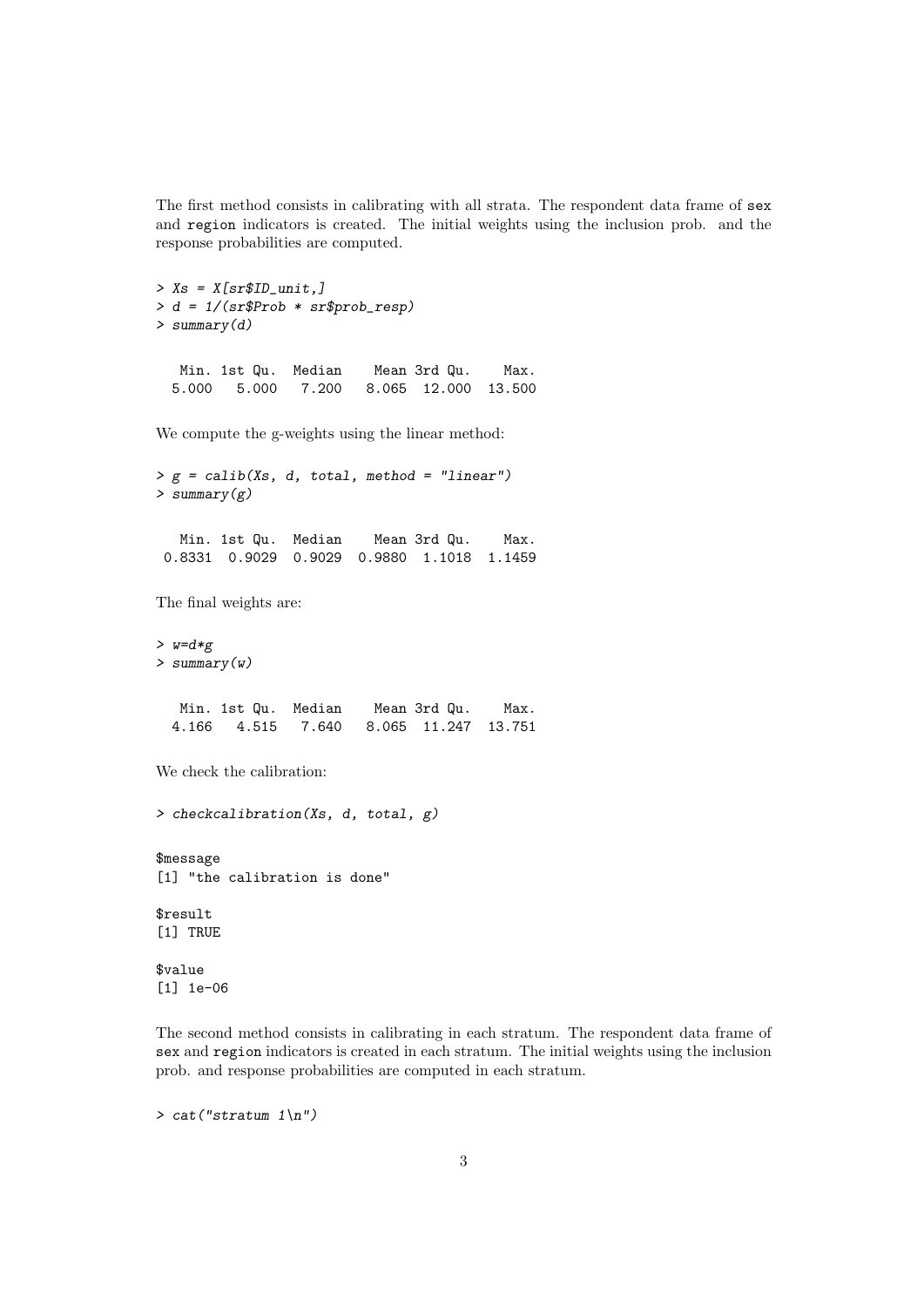The first method consists in calibrating with all strata. The respondent data frame of `sex` and `region` indicators is created. The initial weights using the inclusion prob. and the response probabilities are computed.

```
> Xs = X[sr$ID_unit,]
> d = 1/(sr$Prob * sr$prob_resp)
> summary(d)

   Min. 1st Qu.  Median    Mean 3rd Qu.    Max.
  5.000   5.000   7.200   8.065  12.000  13.500
```

We compute the g-weights using the linear method:

```
> g = calib(Xs, d, total, method = "linear")
> summary(g)

   Min. 1st Qu.  Median    Mean 3rd Qu.    Max.
 0.8331  0.9029  0.9029  0.9880  1.1018  1.1459
```

The final weights are:

```
> w=d*g
> summary(w)

   Min. 1st Qu.  Median    Mean 3rd Qu.    Max.
  4.166   4.515   7.640   8.065  11.247  13.751
```

We check the calibration:

```
> checkcalibration(Xs, d, total, g)

$message
[1] "the calibration is done"

$result
[1] TRUE

$value
[1] 1e-06
```

The second method consists in calibrating in each stratum. The respondent data frame of `sex` and `region` indicators is created in each stratum. The initial weights using the inclusion prob. and response probabilities are computed in each stratum.

```
> cat("stratum 1\n")
```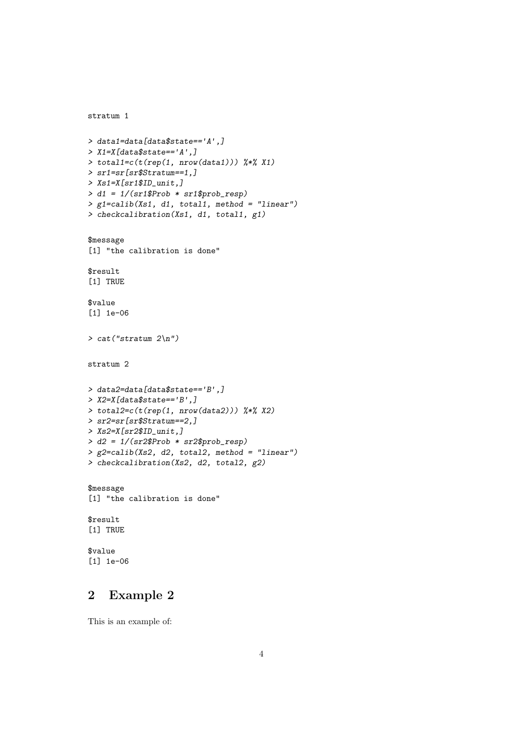```
stratum 1

> data1=data[data$state=='A',]
> X1=X[data$state=='A',]
> total1=c(t(rep(1, nrow(data1))) %*% X1)
> sr1=sr[sr$Stratum==1,]
> Xs1=X[sr1$ID_unit,]
> d1 = 1/(sr1$Prob * sr1$prob_resp)
> g1=calib(Xs1, d1, total1, method = "linear")
> checkcalibration(Xs1, d1, total1, g1)

$message
[1] "the calibration is done"

$result
[1] TRUE

$value
[1] 1e-06

> cat("stratum 2\n")

stratum 2

> data2=data[data$state=='B',]
> X2=X[data$state=='B',]
> total2=c(t(rep(1, nrow(data2))) %*% X2)
> sr2=sr[sr$Stratum==2,]
> Xs2=X[sr2$ID_unit,]
> d2 = 1/(sr2$Prob * sr2$prob_resp)
> g2=calib(Xs2, d2, total2, method = "linear")
> checkcalibration(Xs2, d2, total2, g2)

$message
[1] "the calibration is done"

$result
[1] TRUE

$value
[1] 1e-06
```

## 2 Example 2

This is an example of: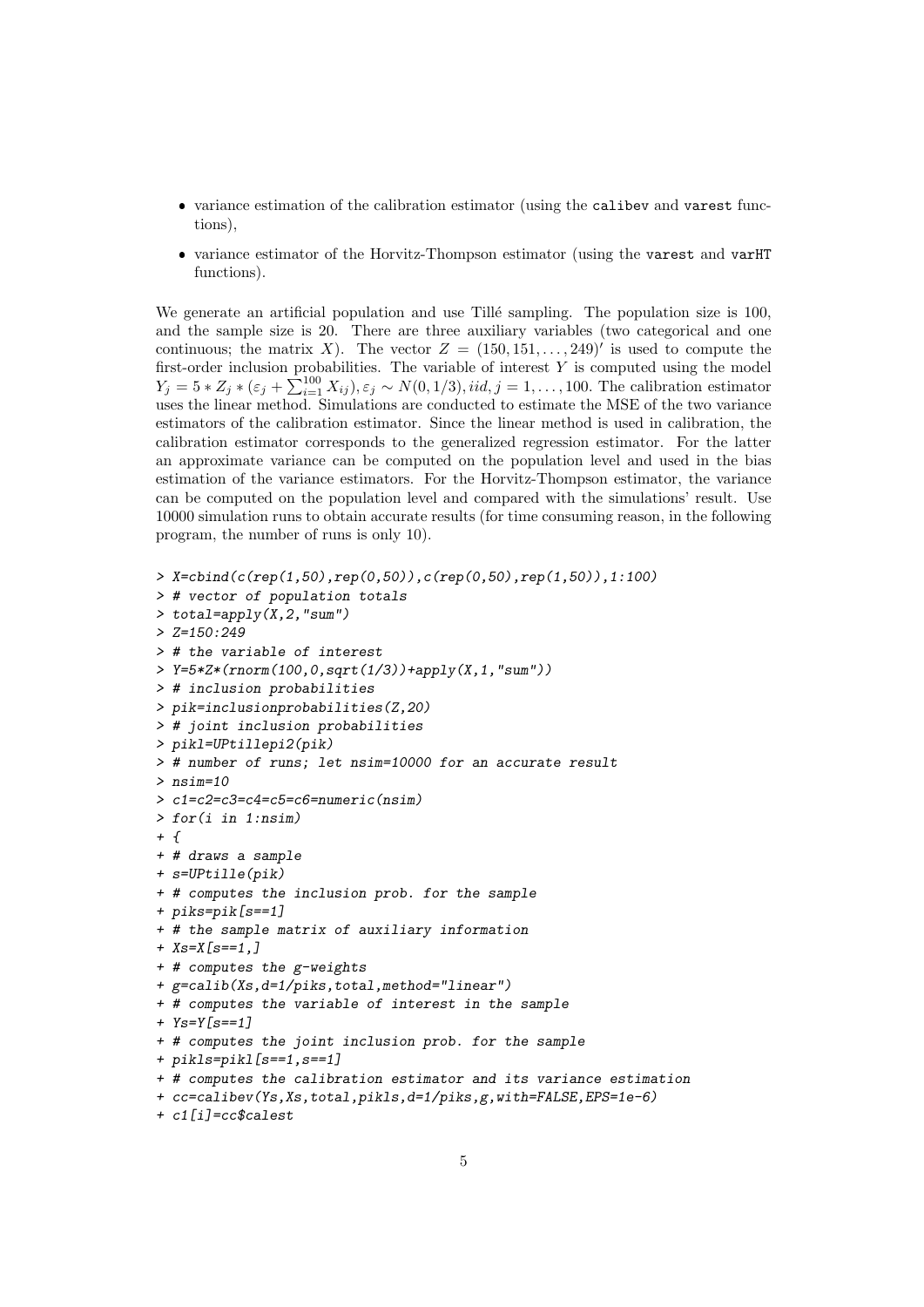- variance estimation of the calibration estimator (using the `calibev` and `varest` functions),
- variance estimator of the Horvitz-Thompson estimator (using the `varest` and `varHT` functions).

We generate an artificial population and use Tillé sampling. The population size is 100, and the sample size is 20. There are three auxiliary variables (two categorical and one continuous; the matrix $X$). The vector $Z = (150, 151, \ldots, 249)'$ is used to compute the first-order inclusion probabilities. The variable of interest $Y$ is computed using the model $Y_j = 5 * Z_j * (\varepsilon_j + \sum_{i=1}^{100} X_{ij}), \varepsilon_j \sim N(0, 1/3), iid, j = 1, \ldots, 100$. The calibration estimator uses the linear method. Simulations are conducted to estimate the MSE of the two variance estimators of the calibration estimator. Since the linear method is used in calibration, the calibration estimator corresponds to the generalized regression estimator. For the latter an approximate variance can be computed on the population level and used in the bias estimation of the variance estimators. For the Horvitz-Thompson estimator, the variance can be computed on the population level and compared with the simulations' result. Use 10000 simulation runs to obtain accurate results (for time consuming reason, in the following program, the number of runs is only 10).

```
> X=cbind(c(rep(1,50),rep(0,50)),c(rep(0,50),rep(1,50)),1:100)
> # vector of population totals
> total=apply(X,2,"sum")
> Z=150:249
> # the variable of interest
> Y=5*Z*(rnorm(100,0,sqrt(1/3))+apply(X,1,"sum"))
> # inclusion probabilities
> pik=inclusionprobabilities(Z,20)
> # joint inclusion probabilities
> pikl=UPtillepi2(pik)
> # number of runs; let nsim=10000 for an accurate result
> nsim=10
> c1=c2=c3=c4=c5=c6=numeric(nsim)
> for(i in 1:nsim)
+ {
+ # draws a sample
+ s=UPtille(pik)
+ # computes the inclusion prob. for the sample
+ piks=pik[s==1]
+ # the sample matrix of auxiliary information
+ Xs=X[s==1,]
+ # computes the g-weights
+ g=calib(Xs,d=1/piks,total,method="linear")
+ # computes the variable of interest in the sample
+ Ys=Y[s==1]
+ # computes the joint inclusion prob. for the sample
+ pikls=pikl[s==1,s==1]
+ # computes the calibration estimator and its variance estimation
+ cc=calibev(Ys,Xs,total,pikls,d=1/piks,g,with=FALSE,EPS=1e-6)
+ c1[i]=cc$calest
```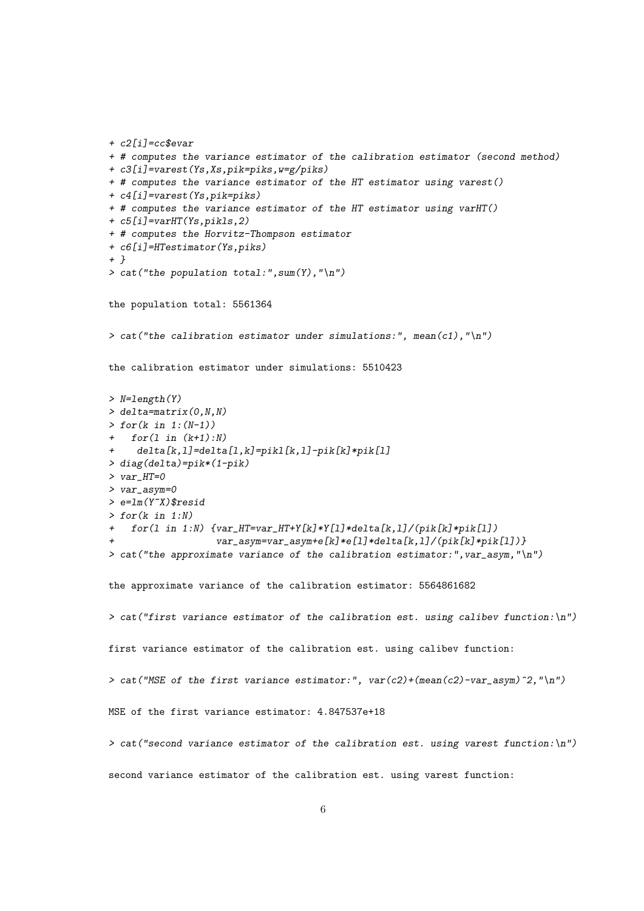```
+ c2[i]=cc$evar
+ # computes the variance estimator of the calibration estimator (second method)
+ c3[i]=varest(Ys,Xs,pik=piks,w=g/piks)
+ # computes the variance estimator of the HT estimator using varest()
+ c4[i]=varest(Ys,pik=piks)
+ # computes the variance estimator of the HT estimator using varHT()
+ c5[i]=varHT(Ys,pikls,2)
+ # computes the Horvitz-Thompson estimator
+ c6[i]=HTestimator(Ys,piks)
+ }
> cat("the population total:",sum(Y),"\n")

the population total: 5561364

> cat("the calibration estimator under simulations:", mean(c1),"\n")

the calibration estimator under simulations: 5510423

> N=length(Y)
> delta=matrix(0,N,N)
> for(k in 1:(N-1))
+   for(l in (k+1):N)
+     delta[k,l]=delta[l,k]=pikl[k,l]-pik[k]*pik[l]
> diag(delta)=pik*(1-pik)
> var_HT=0
> var_asym=0
> e=lm(Y~X)$resid
> for(k in 1:N)
+   for(l in 1:N) {var_HT=var_HT+Y[k]*Y[l]*delta[k,l]/(pik[k]*pik[l])
+                  var_asym=var_asym+e[k]*e[l]*delta[k,l]/(pik[k]*pik[l])}
> cat("the approximate variance of the calibration estimator:",var_asym,"\n")

the approximate variance of the calibration estimator: 5564861682

> cat("first variance estimator of the calibration est. using calibev function:\n")

first variance estimator of the calibration est. using calibev function:

> cat("MSE of the first variance estimator:", var(c2)+(mean(c2)-var_asym)^2,"\n")

MSE of the first variance estimator: 4.847537e+18

> cat("second variance estimator of the calibration est. using varest function:\n")

second variance estimator of the calibration est. using varest function:
```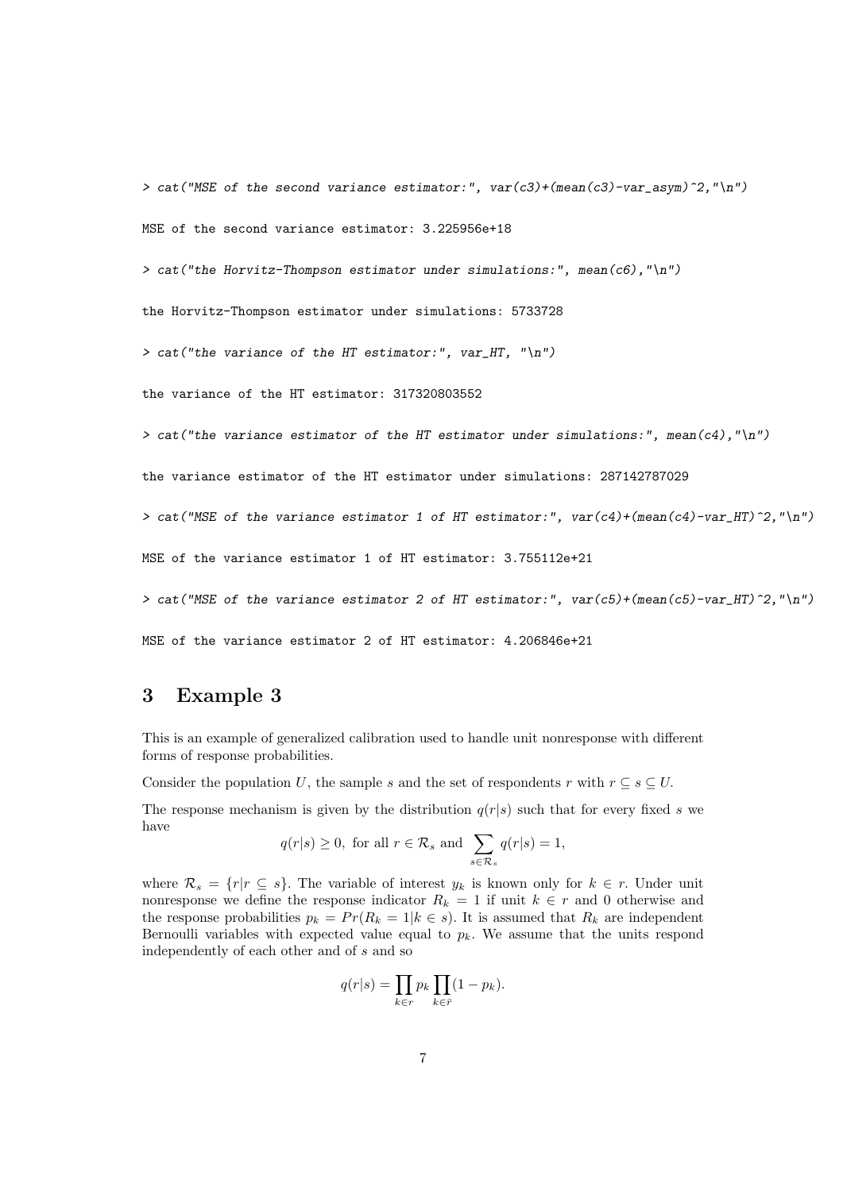```
> cat("MSE of the second variance estimator:", var(c3)+(mean(c3)-var_asym)^2,"\n")

MSE of the second variance estimator: 3.225956e+18

> cat("the Horvitz-Thompson estimator under simulations:", mean(c6),"\n")

the Horvitz-Thompson estimator under simulations: 5733728

> cat("the variance of the HT estimator:", var_HT, "\n")

the variance of the HT estimator: 317320803552

> cat("the variance estimator of the HT estimator under simulations:", mean(c4),"\n")

the variance estimator of the HT estimator under simulations: 287142787029

> cat("MSE of the variance estimator 1 of HT estimator:", var(c4)+(mean(c4)-var_HT)^2,"\n")

MSE of the variance estimator 1 of HT estimator: 3.755112e+21

> cat("MSE of the variance estimator 2 of HT estimator:", var(c5)+(mean(c5)-var_HT)^2,"\n")

MSE of the variance estimator 2 of HT estimator: 4.206846e+21
```

## 3 Example 3

This is an example of generalized calibration used to handle unit nonresponse with different forms of response probabilities.

Consider the population $U$, the sample $s$ and the set of respondents $r$ with $r \subseteq s \subseteq U$.

The response mechanism is given by the distribution $q(r|s)$ such that for every fixed $s$ we have

$$q(r|s) \geq 0, \text{ for all } r \in \mathcal{R}_s \text{ and } \sum_{s \in \mathcal{R}_s} q(r|s) = 1,$$

where $\mathcal{R}_s = \{r | r \subseteq s\}$. The variable of interest $y_k$ is known only for $k \in r$. Under unit nonresponse we define the response indicator $R_k = 1$ if unit $k \in r$ and 0 otherwise and the response probabilities $p_k = Pr(R_k = 1 | k \in s)$. It is assumed that $R_k$ are independent Bernoulli variables with expected value equal to $p_k$. We assume that the units respond independently of each other and of $s$ and so

$$q(r|s) = \prod_{k \in r} p_k \prod_{k \in \bar{r}} (1 - p_k).$$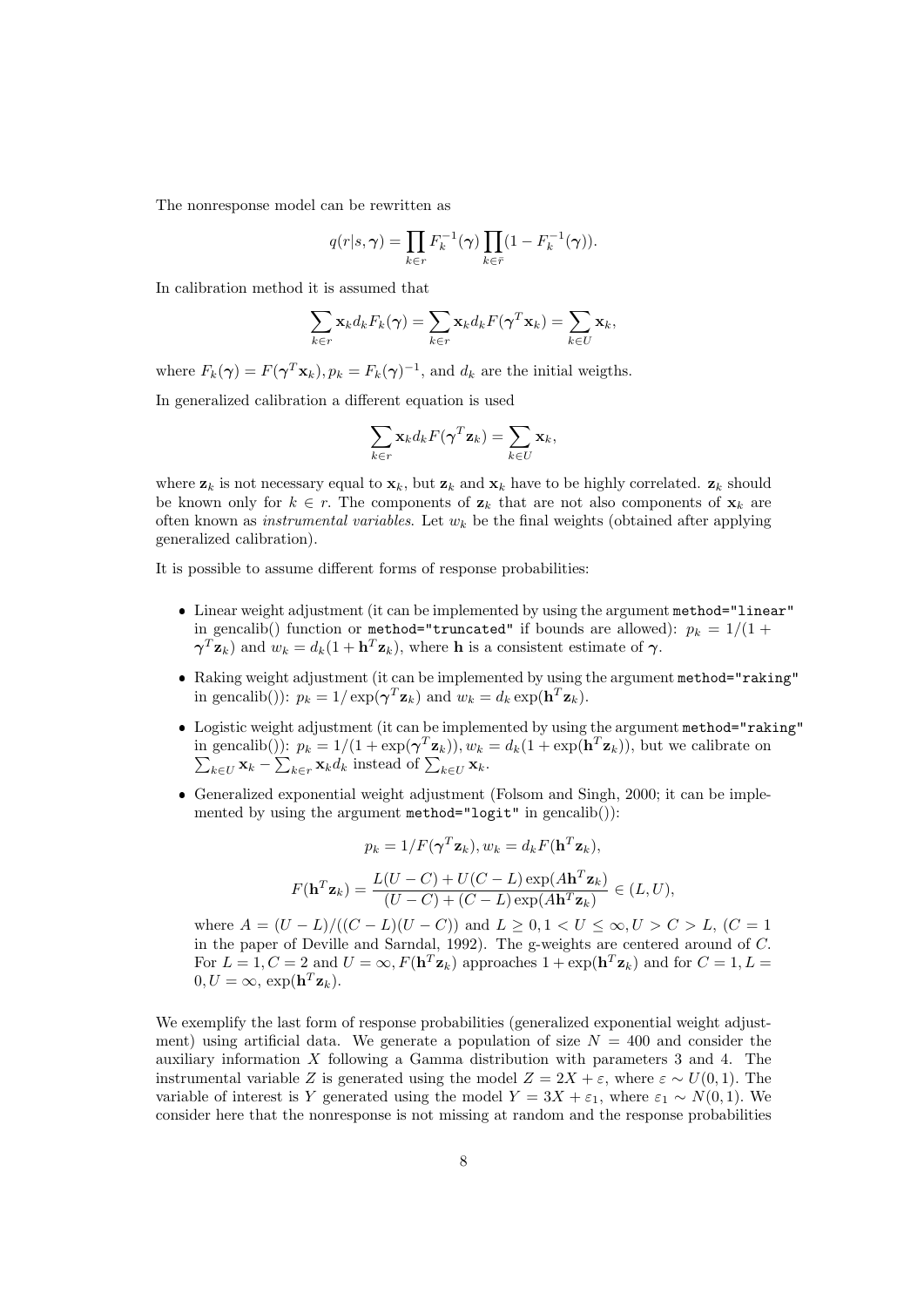The nonresponse model can be rewritten as

$$q(r|s,\boldsymbol{\gamma}) = \prod_{k\in r} F_k^{-1}(\boldsymbol{\gamma}) \prod_{k\in \bar{r}} (1 - F_k^{-1}(\boldsymbol{\gamma})).$$

In calibration method it is assumed that

$$\sum_{k\in r} \mathbf{x}_k d_k F_k(\boldsymbol{\gamma}) = \sum_{k\in r} \mathbf{x}_k d_k F(\boldsymbol{\gamma}^T \mathbf{x}_k) = \sum_{k\in U} \mathbf{x}_k,$$

where $F_k(\boldsymbol{\gamma}) = F(\boldsymbol{\gamma}^T\mathbf{x}_k), p_k = F_k(\boldsymbol{\gamma})^{-1}$, and $d_k$ are the initial weigths.

In generalized calibration a different equation is used

$$\sum_{k\in r} \mathbf{x}_k d_k F(\boldsymbol{\gamma}^T \mathbf{z}_k) = \sum_{k\in U} \mathbf{x}_k,$$

where $\mathbf{z}_k$ is not necessary equal to $\mathbf{x}_k$, but $\mathbf{z}_k$ and $\mathbf{x}_k$ have to be highly correlated. $\mathbf{z}_k$ should be known only for $k \in r$. The components of $\mathbf{z}_k$ that are not also components of $\mathbf{x}_k$ are often known as *instrumental variables*. Let $w_k$ be the final weights (obtained after applying generalized calibration).

It is possible to assume different forms of response probabilities:

- Linear weight adjustment (it can be implemented by using the argument `method="linear"` in gencalib() function or `method="truncated"` if bounds are allowed): $p_k = 1/(1 + \boldsymbol{\gamma}^T\mathbf{z}_k)$ and $w_k = d_k(1 + \mathbf{h}^T\mathbf{z}_k)$, where $\mathbf{h}$ is a consistent estimate of $\boldsymbol{\gamma}$.
- Raking weight adjustment (it can be implemented by using the argument `method="raking"` in gencalib()): $p_k = 1/\exp(\boldsymbol{\gamma}^T\mathbf{z}_k)$ and $w_k = d_k \exp(\mathbf{h}^T\mathbf{z}_k)$.
- Logistic weight adjustment (it can be implemented by using the argument `method="raking"` in gencalib()): $p_k = 1/(1 + \exp(\boldsymbol{\gamma}^T\mathbf{z}_k)), w_k = d_k(1 + \exp(\mathbf{h}^T\mathbf{z}_k))$, but we calibrate on $\sum_{k\in U} \mathbf{x}_k - \sum_{k\in r} \mathbf{x}_k d_k$ instead of $\sum_{k\in U} \mathbf{x}_k$.
- Generalized exponential weight adjustment (Folsom and Singh, 2000; it can be implemented by using the argument `method="logit"` in gencalib()):

  $$p_k = 1/F(\boldsymbol{\gamma}^T\mathbf{z}_k), w_k = d_k F(\mathbf{h}^T\mathbf{z}_k),$$

  $$F(\mathbf{h}^T\mathbf{z}_k) = \frac{L(U-C) + U(C-L)\exp(A\mathbf{h}^T\mathbf{z}_k)}{(U-C) + (C-L)\exp(A\mathbf{h}^T\mathbf{z}_k)} \in (L, U),$$

  where $A = (U-L)/((C-L)(U-C))$ and $L \geq 0, 1 < U \leq \infty, U > C > L$, ($C = 1$ in the paper of Deville and Sarndal, 1992). The g-weights are centered around of $C$. For $L = 1, C = 2$ and $U = \infty, F(\mathbf{h}^T\mathbf{z}_k)$ approaches $1 + \exp(\mathbf{h}^T\mathbf{z}_k)$ and for $C = 1, L = 0, U = \infty$, $\exp(\mathbf{h}^T\mathbf{z}_k)$.

We exemplify the last form of response probabilities (generalized exponential weight adjustment) using artificial data. We generate a population of size $N = 400$ and consider the auxiliary information $X$ following a Gamma distribution with parameters 3 and 4. The instrumental variable $Z$ is generated using the model $Z = 2X + \varepsilon$, where $\varepsilon \sim U(0, 1)$. The variable of interest is $Y$ generated using the model $Y = 3X + \varepsilon_1$, where $\varepsilon_1 \sim N(0, 1)$. We consider here that the nonresponse is not missing at random and the response probabilities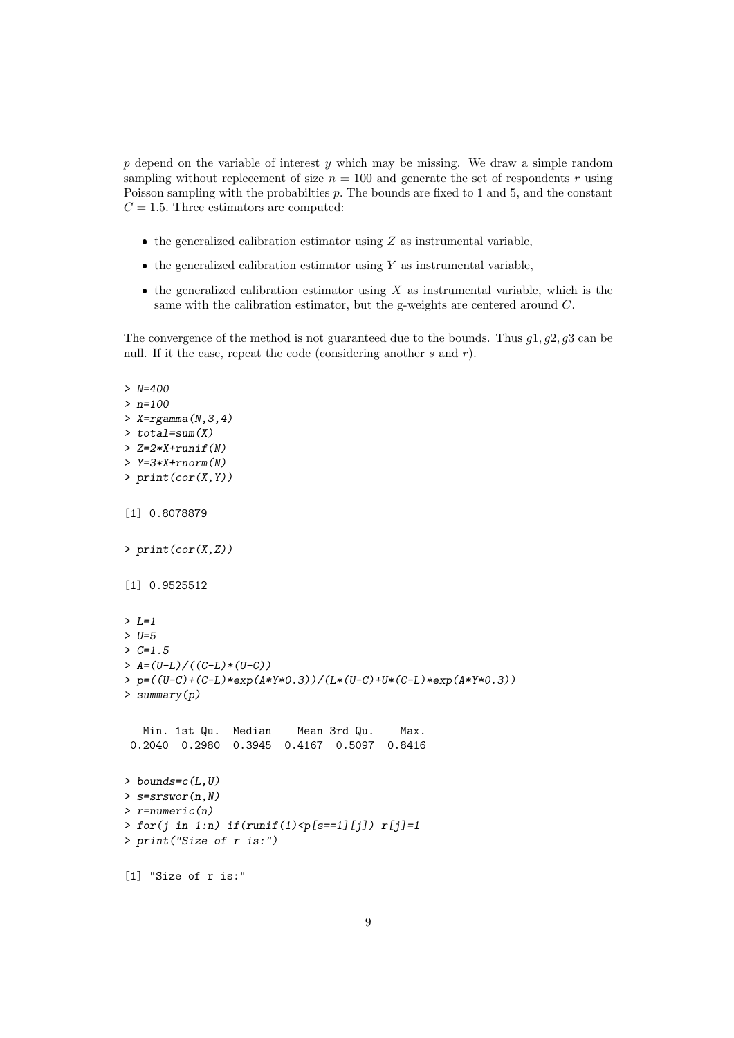$p$ depend on the variable of interest $y$ which may be missing. We draw a simple random sampling without replecement of size $n = 100$ and generate the set of respondents $r$ using Poisson sampling with the probabilties $p$. The bounds are fixed to 1 and 5, and the constant $C = 1.5$. Three estimators are computed:

- the generalized calibration estimator using $Z$ as instrumental variable,
- the generalized calibration estimator using $Y$ as instrumental variable,
- the generalized calibration estimator using $X$ as instrumental variable, which is the same with the calibration estimator, but the g-weights are centered around $C$.

The convergence of the method is not guaranteed due to the bounds. Thus $g1, g2, g3$ can be null. If it the case, repeat the code (considering another $s$ and $r$).

```
> N=400
> n=100
> X=rgamma(N,3,4)
> total=sum(X)
> Z=2*X+runif(N)
> Y=3*X+rnorm(N)
> print(cor(X,Y))

[1] 0.8078879

> print(cor(X,Z))

[1] 0.9525512

> L=1
> U=5
> C=1.5
> A=(U-L)/((C-L)*(U-C))
> p=((U-C)+(C-L)*exp(A*Y*0.3))/(L*(U-C)+U*(C-L)*exp(A*Y*0.3))
> summary(p)

   Min. 1st Qu.  Median    Mean 3rd Qu.    Max.
 0.2040  0.2980  0.3945  0.4167  0.5097  0.8416

> bounds=c(L,U)
> s=srswor(n,N)
> r=numeric(n)
> for(j in 1:n) if(runif(1)<p[s==1][j]) r[j]=1
> print("Size of r is:")

[1] "Size of r is:"
```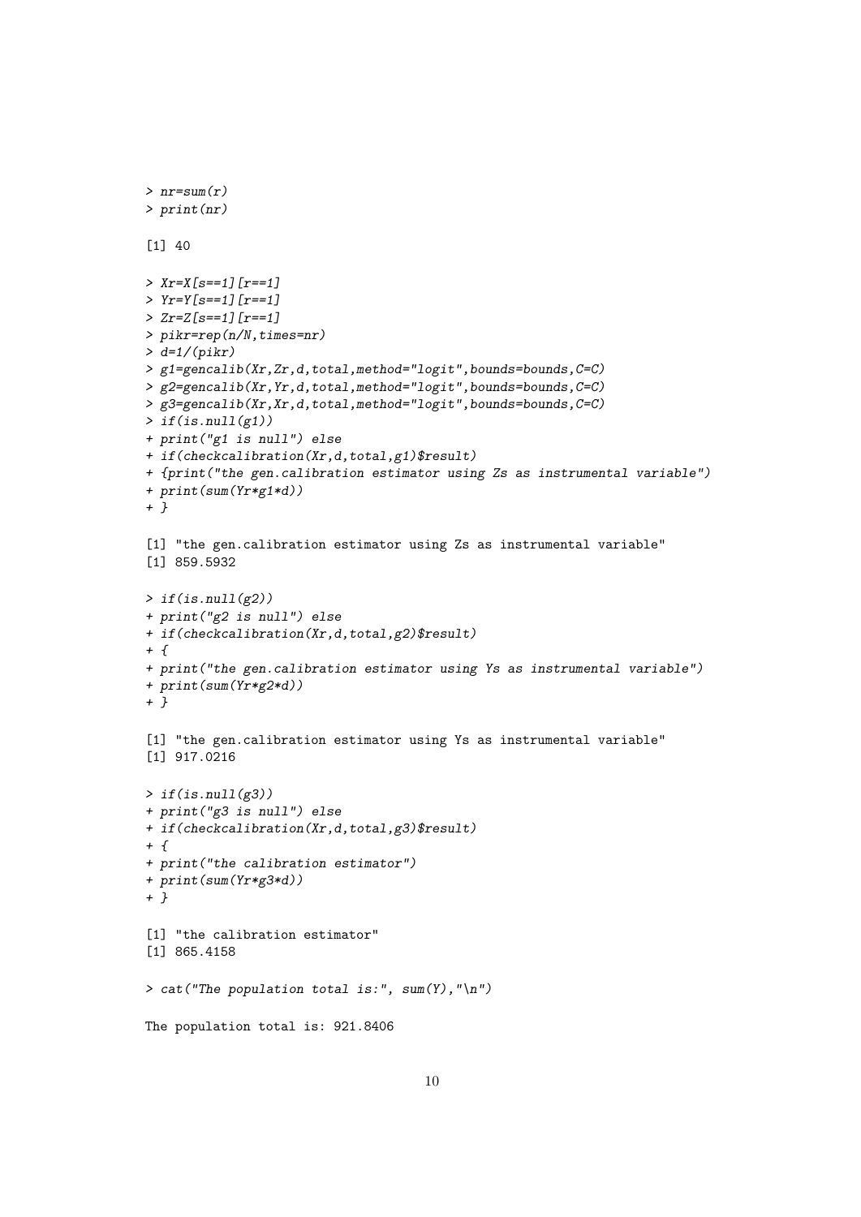```
> nr=sum(r)
> print(nr)

[1] 40

> Xr=X[s==1][r==1]
> Yr=Y[s==1][r==1]
> Zr=Z[s==1][r==1]
> pikr=rep(n/N,times=nr)
> d=1/(pikr)
> g1=gencalib(Xr,Zr,d,total,method="logit",bounds=bounds,C=C)
> g2=gencalib(Xr,Yr,d,total,method="logit",bounds=bounds,C=C)
> g3=gencalib(Xr,Xr,d,total,method="logit",bounds=bounds,C=C)
> if(is.null(g1))
+ print("g1 is null") else
+ if(checkcalibration(Xr,d,total,g1)$result)
+ {print("the gen.calibration estimator using Zs as instrumental variable")
+ print(sum(Yr*g1*d))
+ }

[1] "the gen.calibration estimator using Zs as instrumental variable"
[1] 859.5932

> if(is.null(g2))
+ print("g2 is null") else
+ if(checkcalibration(Xr,d,total,g2)$result)
+ {
+ print("the gen.calibration estimator using Ys as instrumental variable")
+ print(sum(Yr*g2*d))
+ }

[1] "the gen.calibration estimator using Ys as instrumental variable"
[1] 917.0216

> if(is.null(g3))
+ print("g3 is null") else
+ if(checkcalibration(Xr,d,total,g3)$result)
+ {
+ print("the calibration estimator")
+ print(sum(Yr*g3*d))
+ }

[1] "the calibration estimator"
[1] 865.4158

> cat("The population total is:", sum(Y),"\n")

The population total is: 921.8406
```